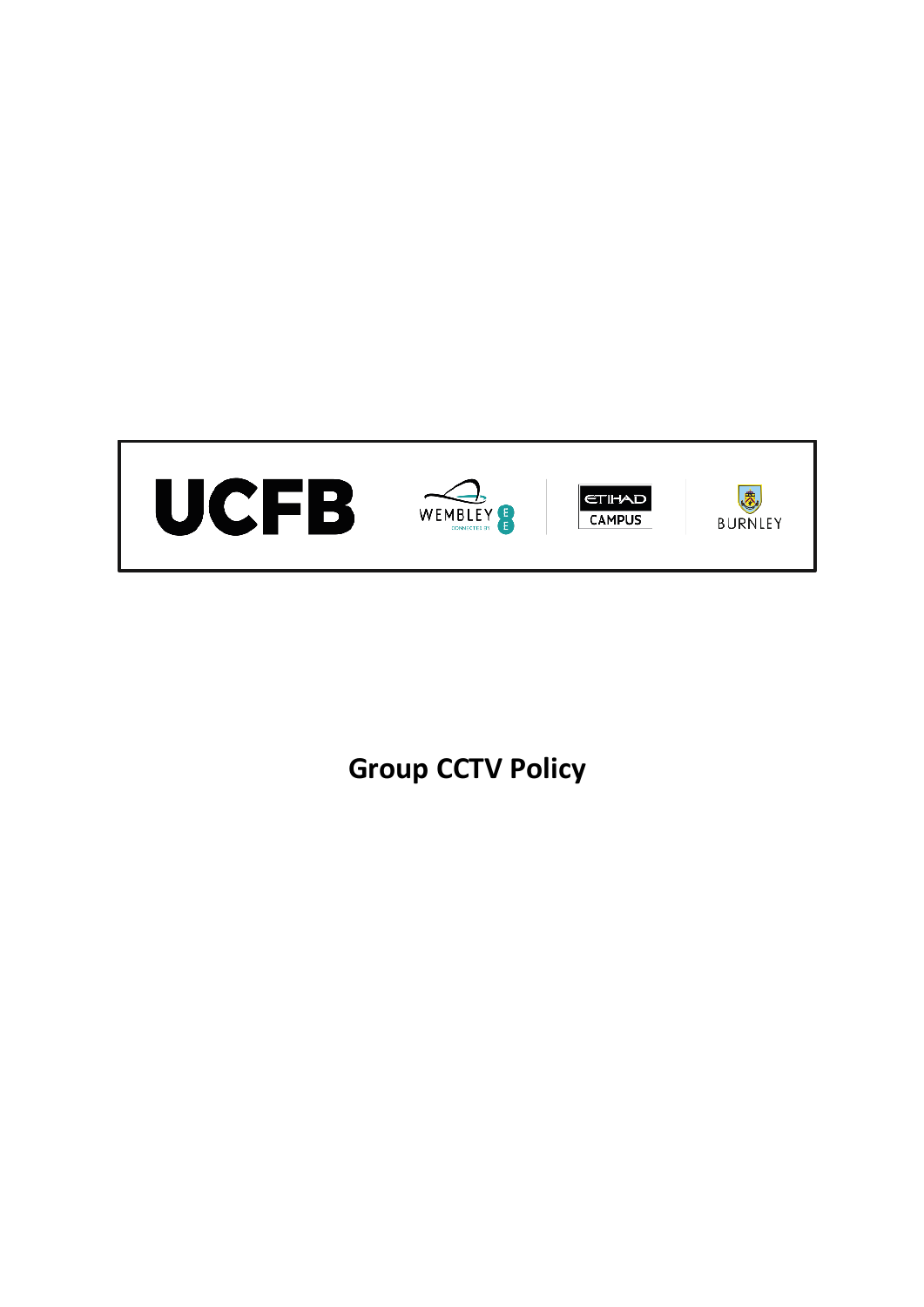# Group CCTV Policy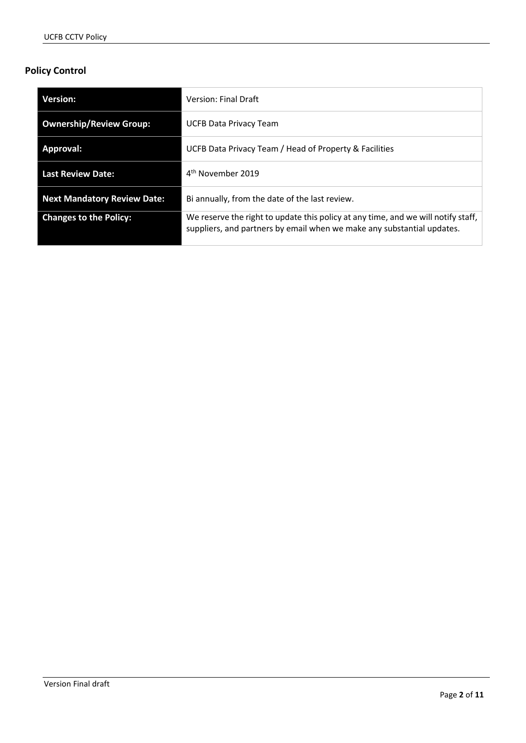## Policy Control

| Version: | Version: Final Draft |
| --- | --- |
| **Ownership/Review Group:** | UCFB Data Privacy Team |
| **Approval:** | UCFB Data Privacy Team / Head of Property & Facilities |
| **Last Review Date:** | 4th November 2019 |
| **Next Mandatory Review Date:** | Bi annually, from the date of the last review. |
| **Changes to the Policy:** | We reserve the right to update this policy at any time, and we will notify staff, suppliers, and partners by email when we make any substantial updates. |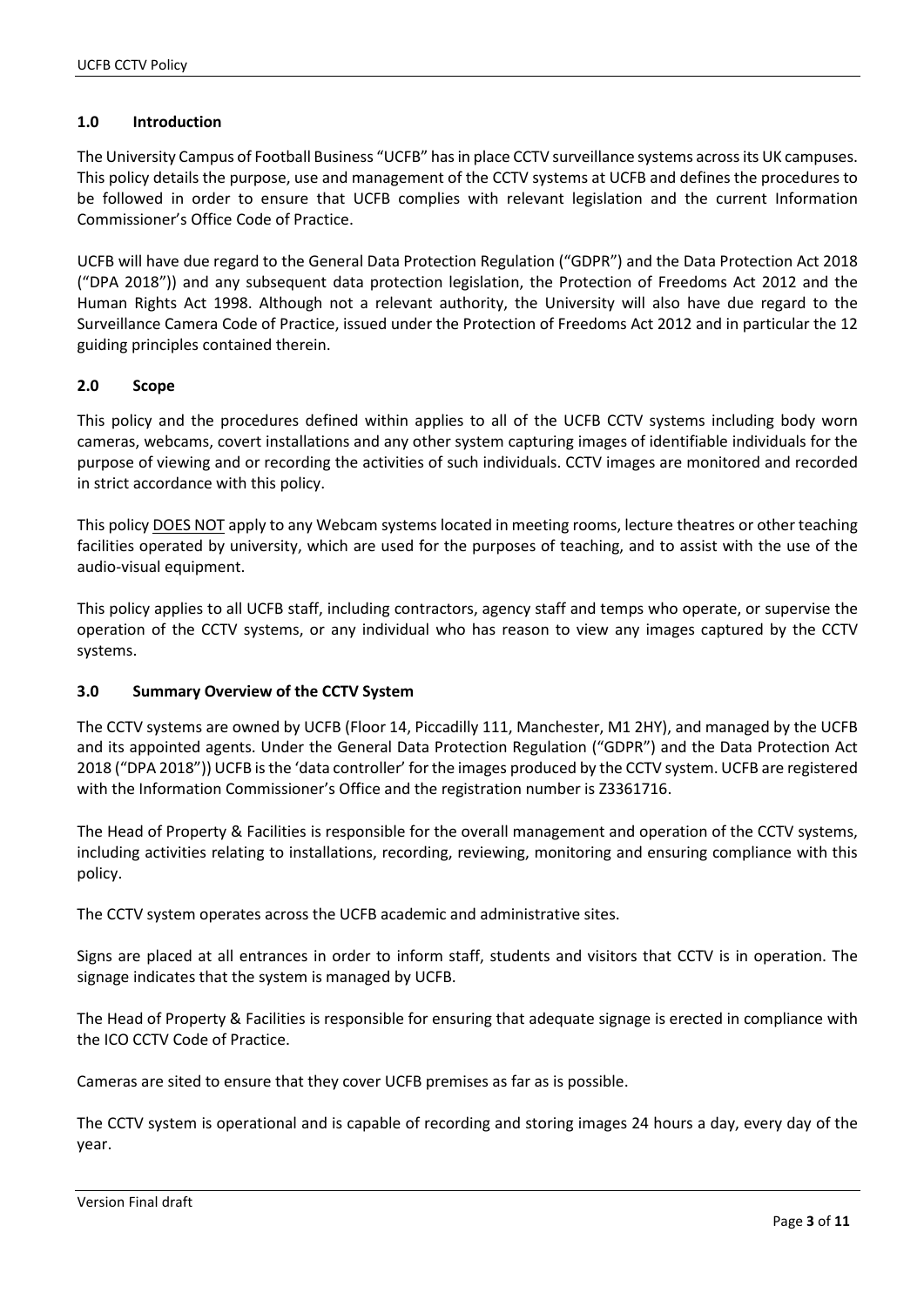## 1.0 Introduction

The University Campus of Football Business "UCFB" has in place CCTV surveillance systems across its UK campuses. This policy details the purpose, use and management of the CCTV systems at UCFB and defines the procedures to be followed in order to ensure that UCFB complies with relevant legislation and the current Information Commissioner's Office Code of Practice.

UCFB will have due regard to the General Data Protection Regulation ("GDPR") and the Data Protection Act 2018 ("DPA 2018")) and any subsequent data protection legislation, the Protection of Freedoms Act 2012 and the Human Rights Act 1998. Although not a relevant authority, the University will also have due regard to the Surveillance Camera Code of Practice, issued under the Protection of Freedoms Act 2012 and in particular the 12 guiding principles contained therein.

## 2.0 Scope

This policy and the procedures defined within applies to all of the UCFB CCTV systems including body worn cameras, webcams, covert installations and any other system capturing images of identifiable individuals for the purpose of viewing and or recording the activities of such individuals. CCTV images are monitored and recorded in strict accordance with this policy.

This policy <u>DOES NOT</u> apply to any Webcam systems located in meeting rooms, lecture theatres or other teaching facilities operated by university, which are used for the purposes of teaching, and to assist with the use of the audio-visual equipment.

This policy applies to all UCFB staff, including contractors, agency staff and temps who operate, or supervise the operation of the CCTV systems, or any individual who has reason to view any images captured by the CCTV systems.

## 3.0 Summary Overview of the CCTV System

The CCTV systems are owned by UCFB (Floor 14, Piccadilly 111, Manchester, M1 2HY), and managed by the UCFB and its appointed agents. Under the General Data Protection Regulation ("GDPR") and the Data Protection Act 2018 ("DPA 2018")) UCFB is the 'data controller' for the images produced by the CCTV system. UCFB are registered with the Information Commissioner's Office and the registration number is Z3361716.

The Head of Property & Facilities is responsible for the overall management and operation of the CCTV systems, including activities relating to installations, recording, reviewing, monitoring and ensuring compliance with this policy.

The CCTV system operates across the UCFB academic and administrative sites.

Signs are placed at all entrances in order to inform staff, students and visitors that CCTV is in operation. The signage indicates that the system is managed by UCFB.

The Head of Property & Facilities is responsible for ensuring that adequate signage is erected in compliance with the ICO CCTV Code of Practice.

Cameras are sited to ensure that they cover UCFB premises as far as is possible.

The CCTV system is operational and is capable of recording and storing images 24 hours a day, every day of the year.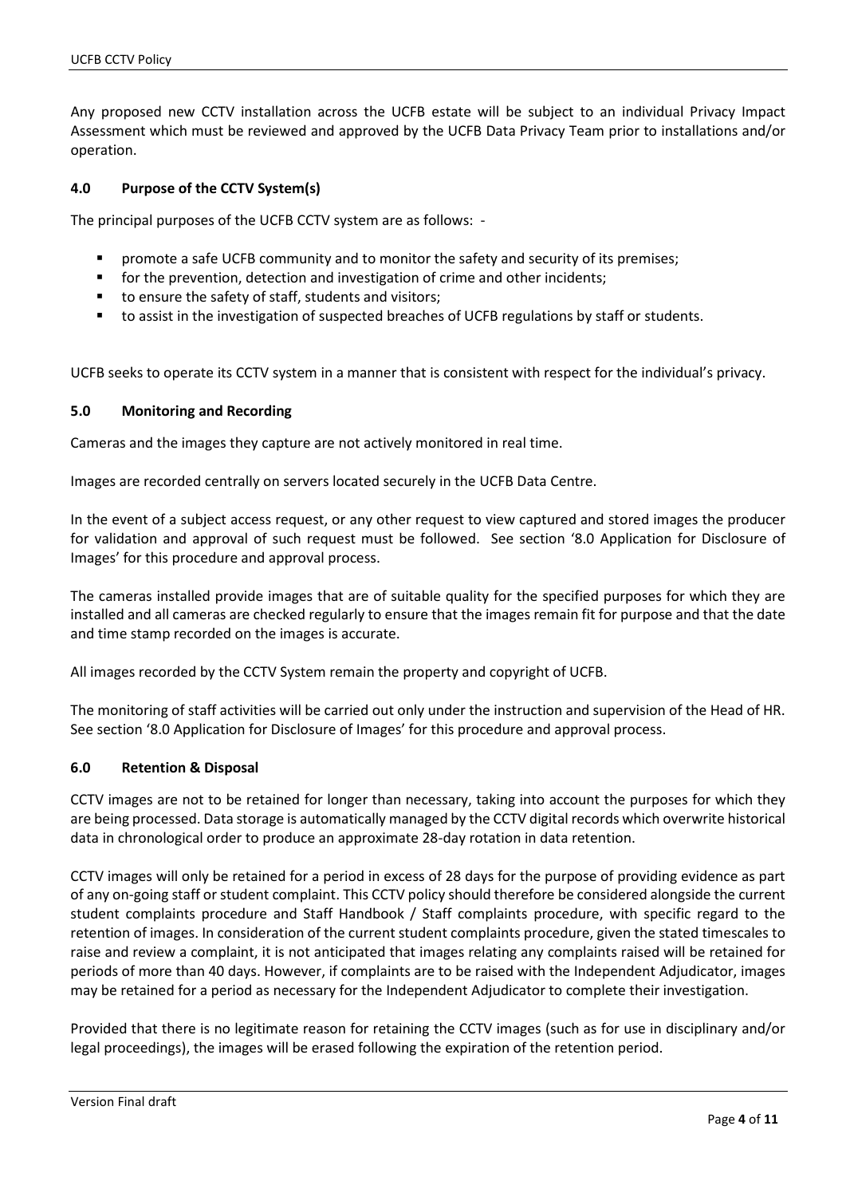Any proposed new CCTV installation across the UCFB estate will be subject to an individual Privacy Impact Assessment which must be reviewed and approved by the UCFB Data Privacy Team prior to installations and/or operation.

### 4.0 Purpose of the CCTV System(s)

The principal purposes of the UCFB CCTV system are as follows: -

- promote a safe UCFB community and to monitor the safety and security of its premises;
- for the prevention, detection and investigation of crime and other incidents;
- to ensure the safety of staff, students and visitors;
- to assist in the investigation of suspected breaches of UCFB regulations by staff or students.

UCFB seeks to operate its CCTV system in a manner that is consistent with respect for the individual's privacy.

### 5.0 Monitoring and Recording

Cameras and the images they capture are not actively monitored in real time.

Images are recorded centrally on servers located securely in the UCFB Data Centre.

In the event of a subject access request, or any other request to view captured and stored images the producer for validation and approval of such request must be followed. See section '8.0 Application for Disclosure of Images' for this procedure and approval process.

The cameras installed provide images that are of suitable quality for the specified purposes for which they are installed and all cameras are checked regularly to ensure that the images remain fit for purpose and that the date and time stamp recorded on the images is accurate.

All images recorded by the CCTV System remain the property and copyright of UCFB.

The monitoring of staff activities will be carried out only under the instruction and supervision of the Head of HR. See section '8.0 Application for Disclosure of Images' for this procedure and approval process.

### 6.0 Retention & Disposal

CCTV images are not to be retained for longer than necessary, taking into account the purposes for which they are being processed. Data storage is automatically managed by the CCTV digital records which overwrite historical data in chronological order to produce an approximate 28-day rotation in data retention.

CCTV images will only be retained for a period in excess of 28 days for the purpose of providing evidence as part of any on-going staff or student complaint. This CCTV policy should therefore be considered alongside the current student complaints procedure and Staff Handbook / Staff complaints procedure, with specific regard to the retention of images. In consideration of the current student complaints procedure, given the stated timescales to raise and review a complaint, it is not anticipated that images relating any complaints raised will be retained for periods of more than 40 days. However, if complaints are to be raised with the Independent Adjudicator, images may be retained for a period as necessary for the Independent Adjudicator to complete their investigation.

Provided that there is no legitimate reason for retaining the CCTV images (such as for use in disciplinary and/or legal proceedings), the images will be erased following the expiration of the retention period.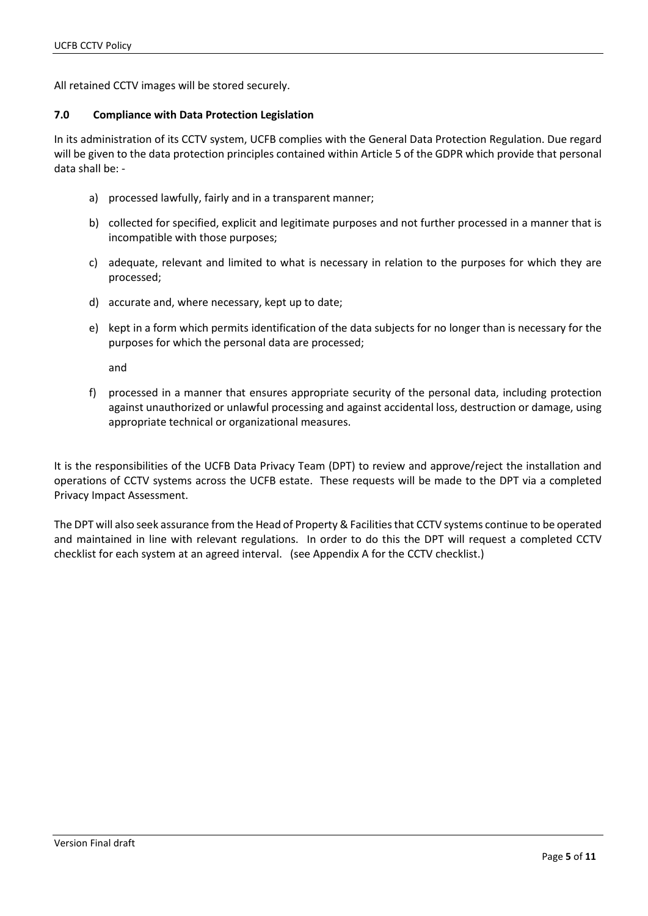All retained CCTV images will be stored securely.

## 7.0 Compliance with Data Protection Legislation

In its administration of its CCTV system, UCFB complies with the General Data Protection Regulation. Due regard will be given to the data protection principles contained within Article 5 of the GDPR which provide that personal data shall be: -

a) processed lawfully, fairly and in a transparent manner;

b) collected for specified, explicit and legitimate purposes and not further processed in a manner that is incompatible with those purposes;

c) adequate, relevant and limited to what is necessary in relation to the purposes for which they are processed;

d) accurate and, where necessary, kept up to date;

e) kept in a form which permits identification of the data subjects for no longer than is necessary for the purposes for which the personal data are processed;

   and

f) processed in a manner that ensures appropriate security of the personal data, including protection against unauthorized or unlawful processing and against accidental loss, destruction or damage, using appropriate technical or organizational measures.

It is the responsibilities of the UCFB Data Privacy Team (DPT) to review and approve/reject the installation and operations of CCTV systems across the UCFB estate. These requests will be made to the DPT via a completed Privacy Impact Assessment.

The DPT will also seek assurance from the Head of Property & Facilities that CCTV systems continue to be operated and maintained in line with relevant regulations. In order to do this the DPT will request a completed CCTV checklist for each system at an agreed interval. (see Appendix A for the CCTV checklist.)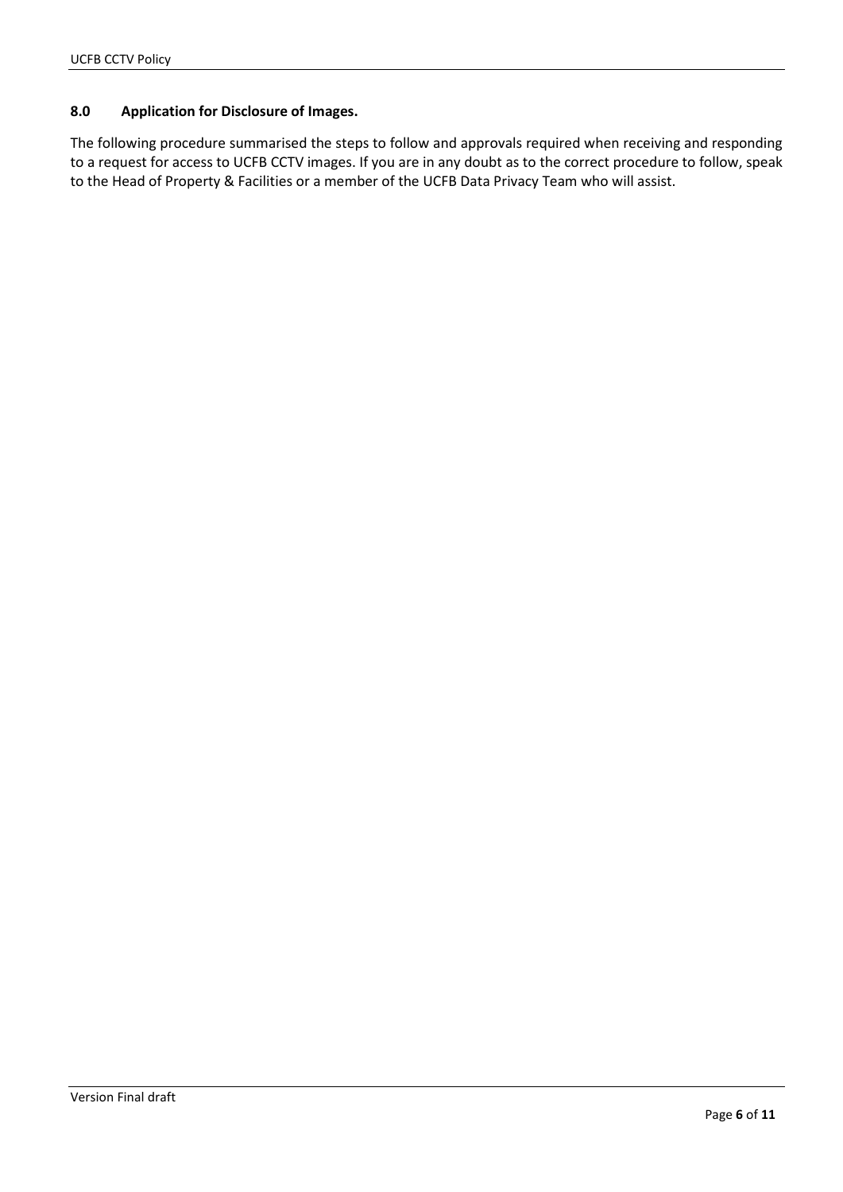## 8.0 Application for Disclosure of Images.

The following procedure summarised the steps to follow and approvals required when receiving and responding to a request for access to UCFB CCTV images. If you are in any doubt as to the correct procedure to follow, speak to the Head of Property & Facilities or a member of the UCFB Data Privacy Team who will assist.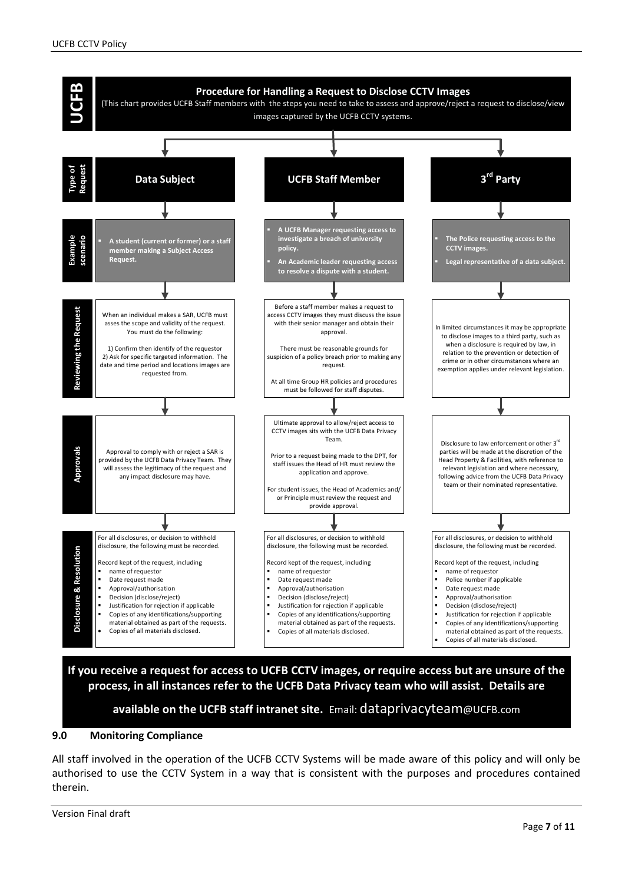## Procedure for Handling a Request to Disclose CCTV Images

(This chart provides UCFB Staff members with the steps you need to take to assess and approve/reject a request to disclose/view images captured by the UCFB CCTV systems.

| | Data Subject | UCFB Staff Member | 3rd Party |
|---|---|---|---|
| **Example scenario** | ▪ **A student (current or former) or a staff member making a Subject Access Request.** | ▪ **A UCFB Manager requesting access to investigate a breach of university policy.**<br>▪ **An Academic leader requesting access to resolve a dispute with a student.** | ▪ **The Police requesting access to the CCTV images.**<br>▪ **Legal representative of a data subject.** |
| **Reviewing the Request** | When an individual makes a SAR, UCFB must asses the scope and validity of the request. You must do the following:<br><br>1) Confirm then identify of the requestor<br>2) Ask for specific targeted information. The date and time period and locations images are requested from. | Before a staff member makes a request to access CCTV images they must discuss the issue with their senior manager and obtain their approval.<br><br>There must be reasonable grounds for suspicion of a policy breach prior to making any request.<br><br>At all time Group HR policies and procedures must be followed for staff disputes. | In limited circumstances it may be appropriate to disclose images to a third party, such as when a disclosure is required by law, in relation to the prevention or detection of crime or in other circumstances where an exemption applies under relevant legislation. |
| **Approvals** | Approval to comply with or reject a SAR is provided by the UCFB Data Privacy Team. They will assess the legitimacy of the request and any impact disclosure may have. | Ultimate approval to allow/reject access to CCTV images sits with the UCFB Data Privacy Team.<br><br>Prior to a request being made to the DPT, for staff issues the Head of HR must review the application and approve.<br><br>For student issues, the Head of Academics and/or Principle must review the request and provide approval. | Disclosure to law enforcement or other 3rd parties will be made at the discretion of the Head Property & Facilities, with reference to relevant legislation and where necessary, following advice from the UCFB Data Privacy team or their nominated representative. |
| **Disclosure & Resolution** | For all disclosures, or decision to withhold disclosure, the following must be recorded.<br><br>Record kept of the request, including<br>▪ name of requestor<br>▪ Date request made<br>▪ Approval/authorisation<br>▪ Decision (disclose/reject)<br>▪ Justification for rejection if applicable<br>▪ Copies of any identifications/supporting material obtained as part of the requests.<br>• Copies of all materials disclosed. | For all disclosures, or decision to withhold disclosure, the following must be recorded.<br><br>Record kept of the request, including<br>▪ name of requestor<br>▪ Date request made<br>▪ Approval/authorisation<br>▪ Decision (disclose/reject)<br>▪ Justification for rejection if applicable<br>▪ Copies of any identifications/supporting material obtained as part of the requests.<br>▪ Copies of all materials disclosed. | For all disclosures, or decision to withhold disclosure, the following must be recorded.<br><br>Record kept of the request, including<br>▪ name of requestor<br>▪ Police number if applicable<br>▪ Date request made<br>▪ Approval/authorisation<br>▪ Decision (disclose/reject)<br>▪ Justification for rejection if applicable<br>▪ Copies of any identifications/supporting material obtained as part of the requests.<br>• Copies of all materials disclosed. |

**If you receive a request for access to UCFB CCTV images, or require access but are unsure of the process, in all instances refer to the UCFB Data Privacy team who will assist. Details are available on the UCFB staff intranet site.** Email: dataprivacyteam@UCFB.com

## 9.0 Monitoring Compliance

All staff involved in the operation of the UCFB CCTV Systems will be made aware of this policy and will only be authorised to use the CCTV System in a way that is consistent with the purposes and procedures contained therein.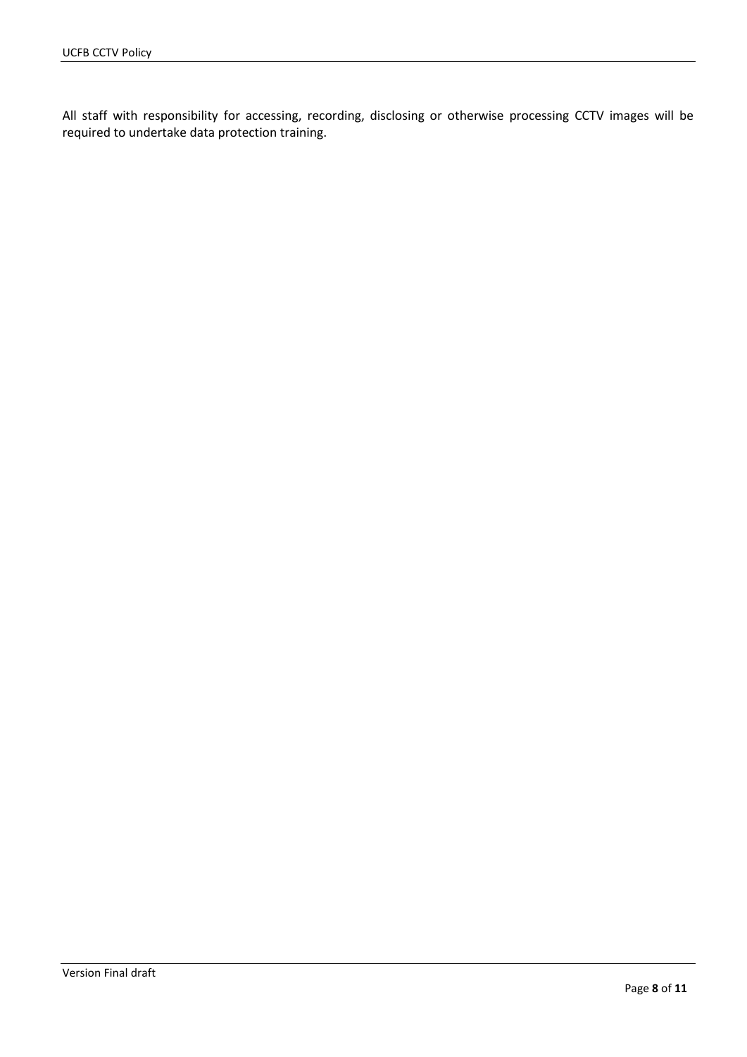All staff with responsibility for accessing, recording, disclosing or otherwise processing CCTV images will be required to undertake data protection training.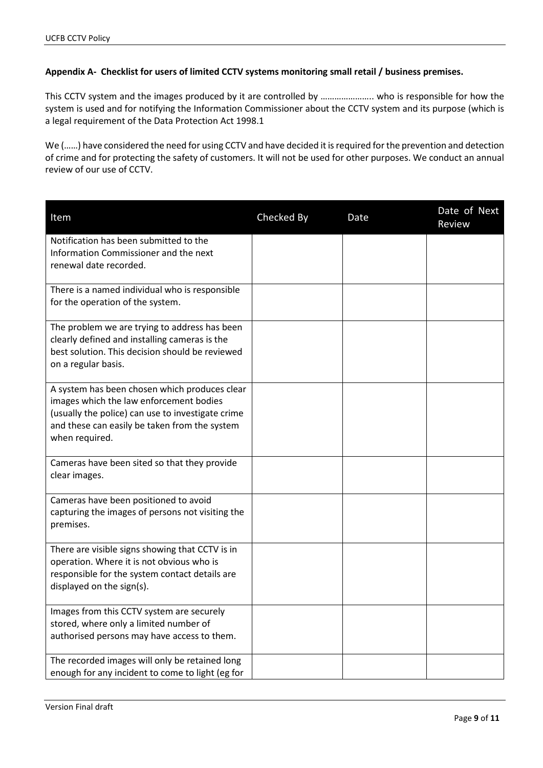**Appendix A- Checklist for users of limited CCTV systems monitoring small retail / business premises.**

This CCTV system and the images produced by it are controlled by ………………….. who is responsible for how the system is used and for notifying the Information Commissioner about the CCTV system and its purpose (which is a legal requirement of the Data Protection Act 1998.1

We (……) have considered the need for using CCTV and have decided it is required for the prevention and detection of crime and for protecting the safety of customers. It will not be used for other purposes. We conduct an annual review of our use of CCTV.

| Item | Checked By | Date | Date of Next Review |
|---|---|---|---|
| Notification has been submitted to the Information Commissioner and the next renewal date recorded. | | | |
| There is a named individual who is responsible for the operation of the system. | | | |
| The problem we are trying to address has been clearly defined and installing cameras is the best solution. This decision should be reviewed on a regular basis. | | | |
| A system has been chosen which produces clear images which the law enforcement bodies (usually the police) can use to investigate crime and these can easily be taken from the system when required. | | | |
| Cameras have been sited so that they provide clear images. | | | |
| Cameras have been positioned to avoid capturing the images of persons not visiting the premises. | | | |
| There are visible signs showing that CCTV is in operation. Where it is not obvious who is responsible for the system contact details are displayed on the sign(s). | | | |
| Images from this CCTV system are securely stored, where only a limited number of authorised persons may have access to them. | | | |
| The recorded images will only be retained long enough for any incident to come to light (eg for | | | |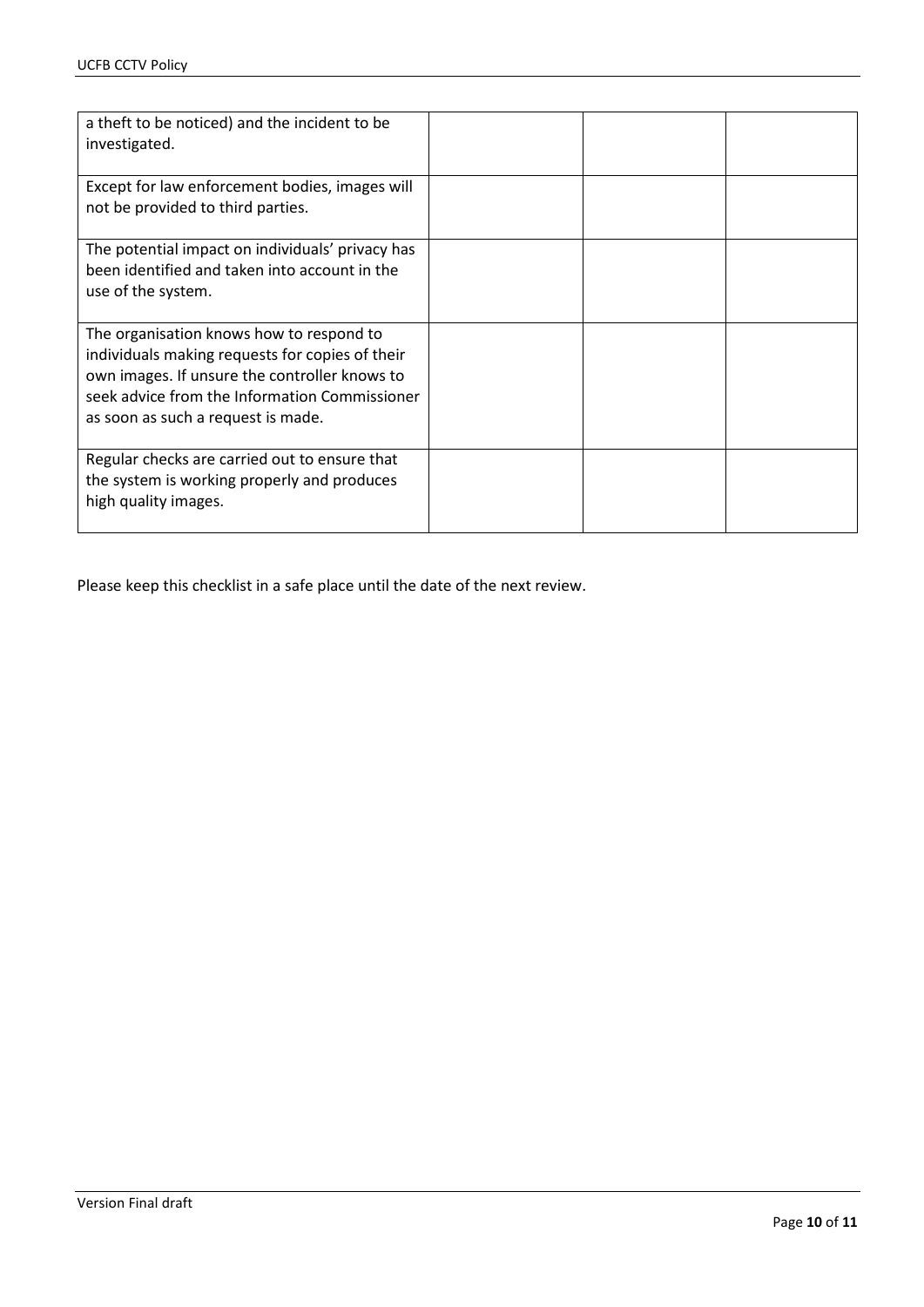| | | | |
|---|---|---|---|
| a theft to be noticed) and the incident to be investigated. | | | |
| Except for law enforcement bodies, images will not be provided to third parties. | | | |
| The potential impact on individuals' privacy has been identified and taken into account in the use of the system. | | | |
| The organisation knows how to respond to individuals making requests for copies of their own images. If unsure the controller knows to seek advice from the Information Commissioner as soon as such a request is made. | | | |
| Regular checks are carried out to ensure that the system is working properly and produces high quality images. | | | |

Please keep this checklist in a safe place until the date of the next review.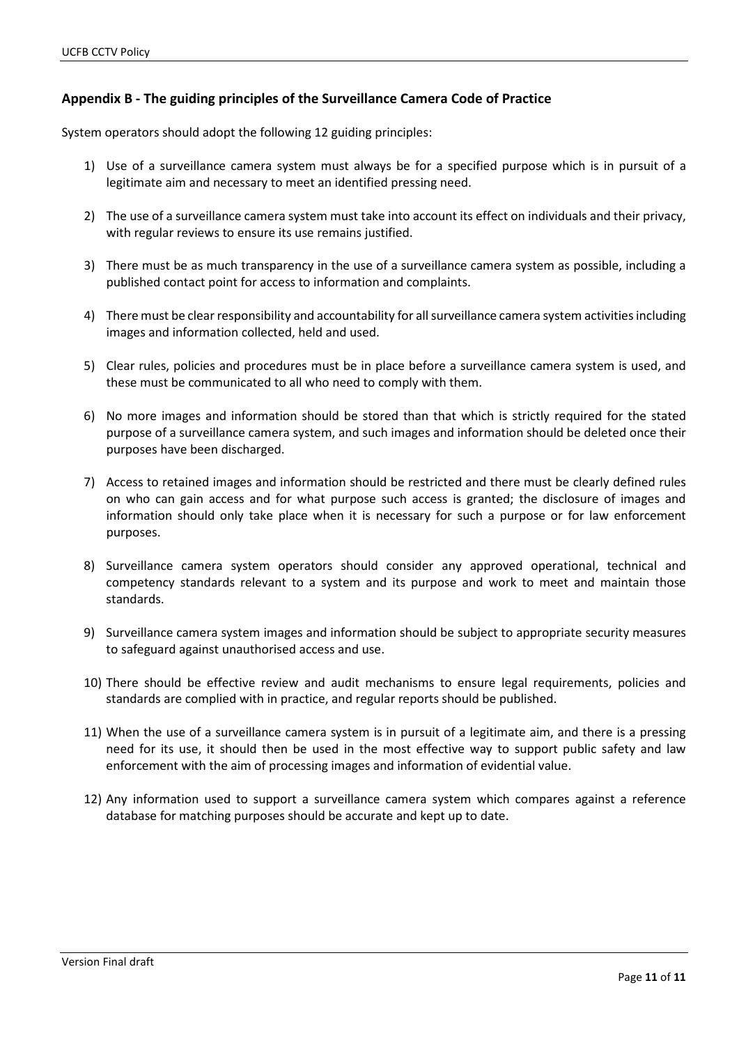## Appendix B - The guiding principles of the Surveillance Camera Code of Practice

System operators should adopt the following 12 guiding principles:

1) Use of a surveillance camera system must always be for a specified purpose which is in pursuit of a legitimate aim and necessary to meet an identified pressing need.

2) The use of a surveillance camera system must take into account its effect on individuals and their privacy, with regular reviews to ensure its use remains justified.

3) There must be as much transparency in the use of a surveillance camera system as possible, including a published contact point for access to information and complaints.

4) There must be clear responsibility and accountability for all surveillance camera system activities including images and information collected, held and used.

5) Clear rules, policies and procedures must be in place before a surveillance camera system is used, and these must be communicated to all who need to comply with them.

6) No more images and information should be stored than that which is strictly required for the stated purpose of a surveillance camera system, and such images and information should be deleted once their purposes have been discharged.

7) Access to retained images and information should be restricted and there must be clearly defined rules on who can gain access and for what purpose such access is granted; the disclosure of images and information should only take place when it is necessary for such a purpose or for law enforcement purposes.

8) Surveillance camera system operators should consider any approved operational, technical and competency standards relevant to a system and its purpose and work to meet and maintain those standards.

9) Surveillance camera system images and information should be subject to appropriate security measures to safeguard against unauthorised access and use.

10) There should be effective review and audit mechanisms to ensure legal requirements, policies and standards are complied with in practice, and regular reports should be published.

11) When the use of a surveillance camera system is in pursuit of a legitimate aim, and there is a pressing need for its use, it should then be used in the most effective way to support public safety and law enforcement with the aim of processing images and information of evidential value.

12) Any information used to support a surveillance camera system which compares against a reference database for matching purposes should be accurate and kept up to date.